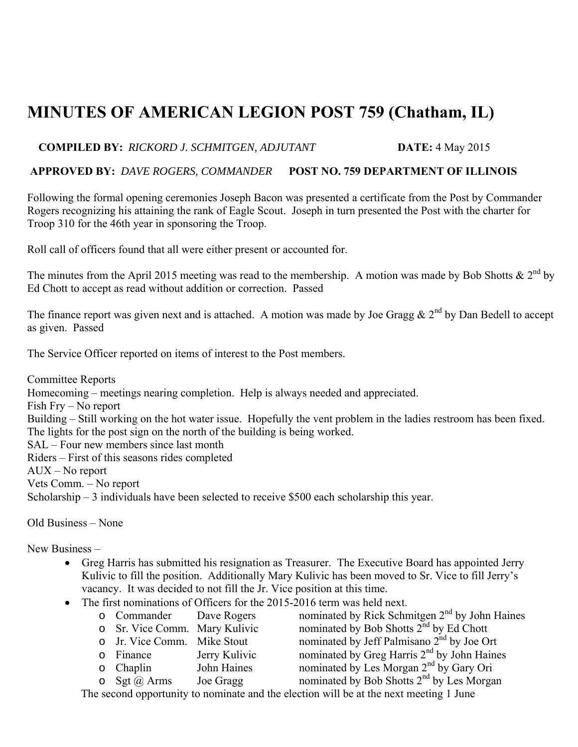# MINUTES OF AMERICAN LEGION POST 759 (Chatham, IL)

**COMPILED BY:** *RICKORD J. SCHMITGEN, ADJUTANT* **DATE:** 4 May 2015

**APPROVED BY:** *DAVE ROGERS, COMMANDER* **POST NO. 759 DEPARTMENT OF ILLINOIS**

Following the formal opening ceremonies Joseph Bacon was presented a certificate from the Post by Commander Rogers recognizing his attaining the rank of Eagle Scout. Joseph in turn presented the Post with the charter for Troop 310 for the 46th year in sponsoring the Troop.

Roll call of officers found that all were either present or accounted for.

The minutes from the April 2015 meeting was read to the membership. A motion was made by Bob Shotts & 2nd by Ed Chott to accept as read without addition or correction. Passed

The finance report was given next and is attached. A motion was made by Joe Gragg & 2nd by Dan Bedell to accept as given. Passed

The Service Officer reported on items of interest to the Post members.

Committee Reports
Homecoming – meetings nearing completion. Help is always needed and appreciated.
Fish Fry – No report
Building – Still working on the hot water issue. Hopefully the vent problem in the ladies restroom has been fixed. The lights for the post sign on the north of the building is being worked.
SAL – Four new members since last month
Riders – First of this seasons rides completed
AUX – No report
Vets Comm. – No report
Scholarship – 3 individuals have been selected to receive $500 each scholarship this year.

Old Business – None

New Business –

- Greg Harris has submitted his resignation as Treasurer. The Executive Board has appointed Jerry Kulivic to fill the position. Additionally Mary Kulivic has been moved to Sr. Vice to fill Jerry's vacancy. It was decided to not fill the Jr. Vice position at this time.
- The first nominations of Officers for the 2015-2016 term was held next.
  - Commander Dave Rogers nominated by Rick Schmitgen 2nd by John Haines
  - Sr. Vice Comm. Mary Kulivic nominated by Bob Shotts 2nd by Ed Chott
  - Jr. Vice Comm. Mike Stout nominated by Jeff Palmisano 2nd by Joe Ort
  - Finance Jerry Kulivic nominated by Greg Harris 2nd by John Haines
  - Chaplin John Haines nominated by Les Morgan 2nd by Gary Ori
  - Sgt @ Arms Joe Gragg nominated by Bob Shotts 2nd by Les Morgan

  The second opportunity to nominate and the election will be at the next meeting 1 June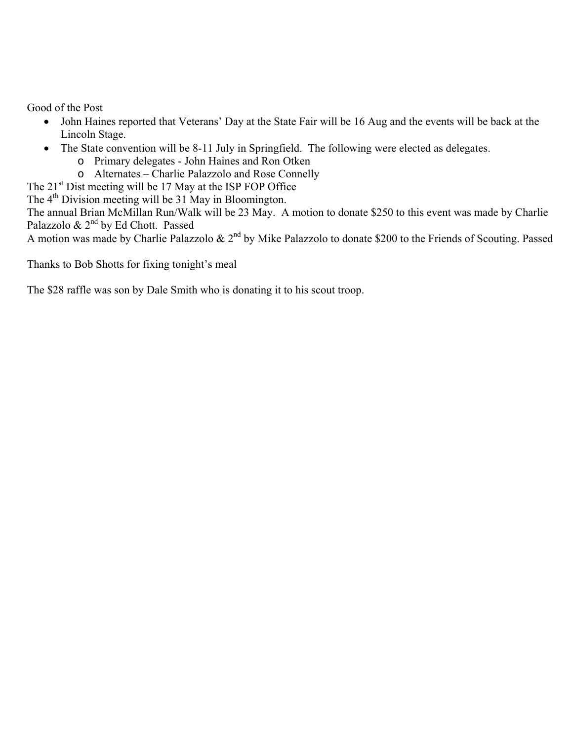Good of the Post

- John Haines reported that Veterans' Day at the State Fair will be 16 Aug and the events will be back at the Lincoln Stage.
- The State convention will be 8-11 July in Springfield. The following were elected as delegates.
  - Primary delegates - John Haines and Ron Otken
  - Alternates – Charlie Palazzolo and Rose Connelly

The 21st Dist meeting will be 17 May at the ISP FOP Office

The 4th Division meeting will be 31 May in Bloomington.

The annual Brian McMillan Run/Walk will be 23 May. A motion to donate $250 to this event was made by Charlie Palazzolo & 2nd by Ed Chott. Passed

A motion was made by Charlie Palazzolo & 2nd by Mike Palazzolo to donate $200 to the Friends of Scouting. Passed

Thanks to Bob Shotts for fixing tonight's meal

The $28 raffle was son by Dale Smith who is donating it to his scout troop.